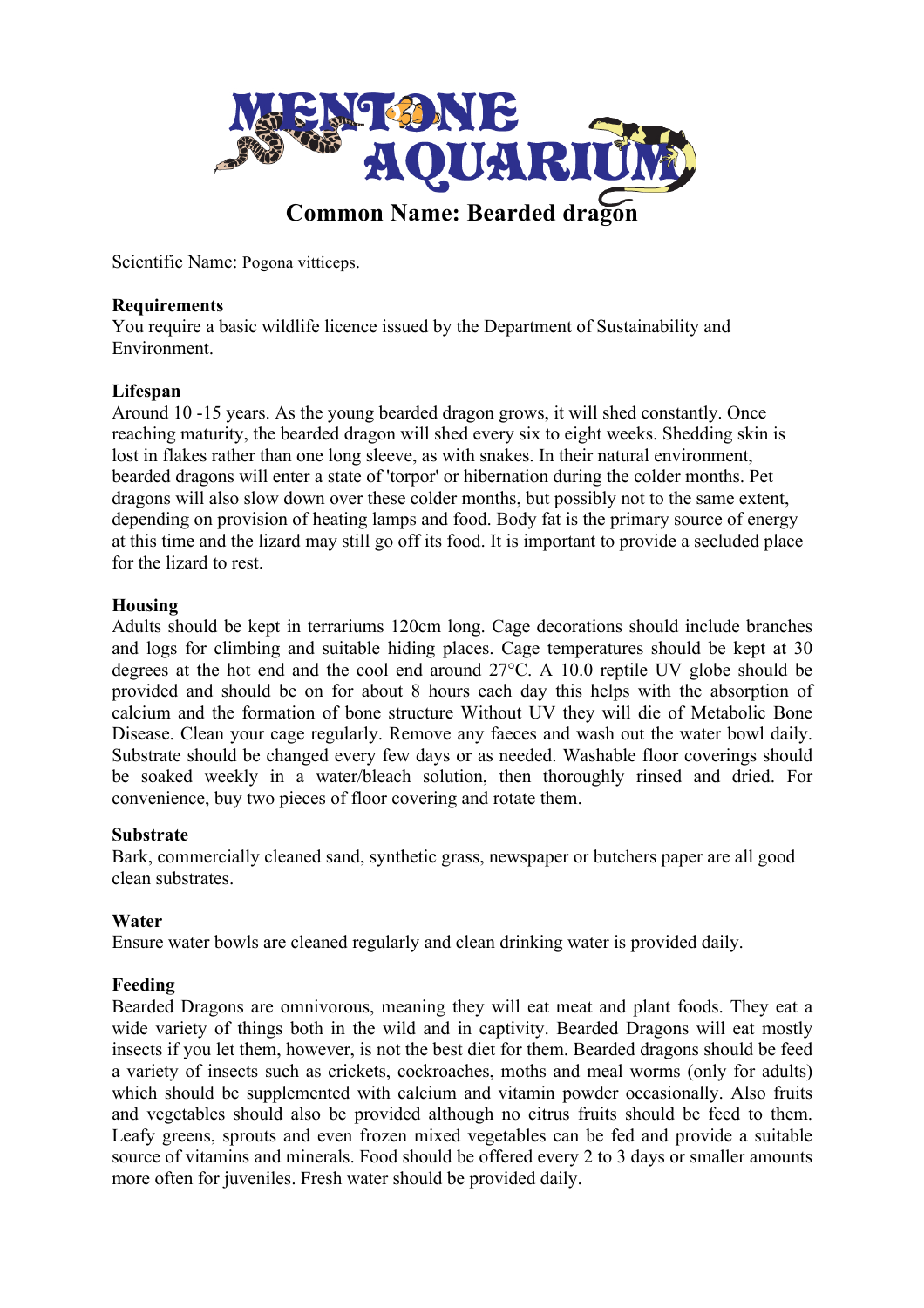# MENTONE AQUARIUM

## Common Name: Bearded dragon

Scientific Name: Pogona vitticeps.

**Requirements**
You require a basic wildlife licence issued by the Department of Sustainability and Environment.

**Lifespan**
Around 10 -15 years. As the young bearded dragon grows, it will shed constantly. Once reaching maturity, the bearded dragon will shed every six to eight weeks. Shedding skin is lost in flakes rather than one long sleeve, as with snakes. In their natural environment, bearded dragons will enter a state of 'torpor' or hibernation during the colder months. Pet dragons will also slow down over these colder months, but possibly not to the same extent, depending on provision of heating lamps and food. Body fat is the primary source of energy at this time and the lizard may still go off its food. It is important to provide a secluded place for the lizard to rest.

**Housing**
Adults should be kept in terrariums 120cm long. Cage decorations should include branches and logs for climbing and suitable hiding places. Cage temperatures should be kept at 30 degrees at the hot end and the cool end around 27°C. A 10.0 reptile UV globe should be provided and should be on for about 8 hours each day this helps with the absorption of calcium and the formation of bone structure Without UV they will die of Metabolic Bone Disease. Clean your cage regularly. Remove any faeces and wash out the water bowl daily. Substrate should be changed every few days or as needed. Washable floor coverings should be soaked weekly in a water/bleach solution, then thoroughly rinsed and dried. For convenience, buy two pieces of floor covering and rotate them.

**Substrate**
Bark, commercially cleaned sand, synthetic grass, newspaper or butchers paper are all good clean substrates.

**Water**
Ensure water bowls are cleaned regularly and clean drinking water is provided daily.

**Feeding**
Bearded Dragons are omnivorous, meaning they will eat meat and plant foods. They eat a wide variety of things both in the wild and in captivity. Bearded Dragons will eat mostly insects if you let them, however, is not the best diet for them. Bearded dragons should be feed a variety of insects such as crickets, cockroaches, moths and meal worms (only for adults) which should be supplemented with calcium and vitamin powder occasionally. Also fruits and vegetables should also be provided although no citrus fruits should be feed to them. Leafy greens, sprouts and even frozen mixed vegetables can be fed and provide a suitable source of vitamins and minerals. Food should be offered every 2 to 3 days or smaller amounts more often for juveniles. Fresh water should be provided daily.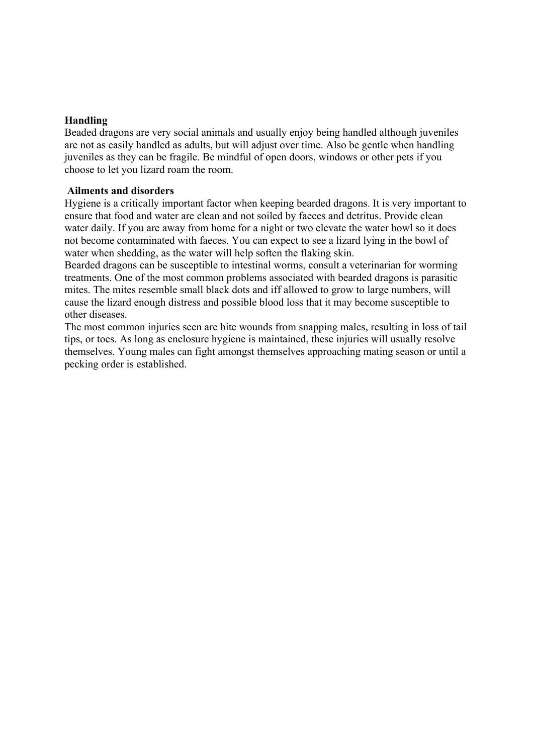**Handling**

Beaded dragons are very social animals and usually enjoy being handled although juveniles are not as easily handled as adults, but will adjust over time. Also be gentle when handling juveniles as they can be fragile. Be mindful of open doors, windows or other pets if you choose to let you lizard roam the room.

**Ailments and disorders**

Hygiene is a critically important factor when keeping bearded dragons. It is very important to ensure that food and water are clean and not soiled by faeces and detritus. Provide clean water daily. If you are away from home for a night or two elevate the water bowl so it does not become contaminated with faeces. You can expect to see a lizard lying in the bowl of water when shedding, as the water will help soften the flaking skin.

Bearded dragons can be susceptible to intestinal worms, consult a veterinarian for worming treatments. One of the most common problems associated with bearded dragons is parasitic mites. The mites resemble small black dots and iff allowed to grow to large numbers, will cause the lizard enough distress and possible blood loss that it may become susceptible to other diseases.

The most common injuries seen are bite wounds from snapping males, resulting in loss of tail tips, or toes. As long as enclosure hygiene is maintained, these injuries will usually resolve themselves. Young males can fight amongst themselves approaching mating season or until a pecking order is established.